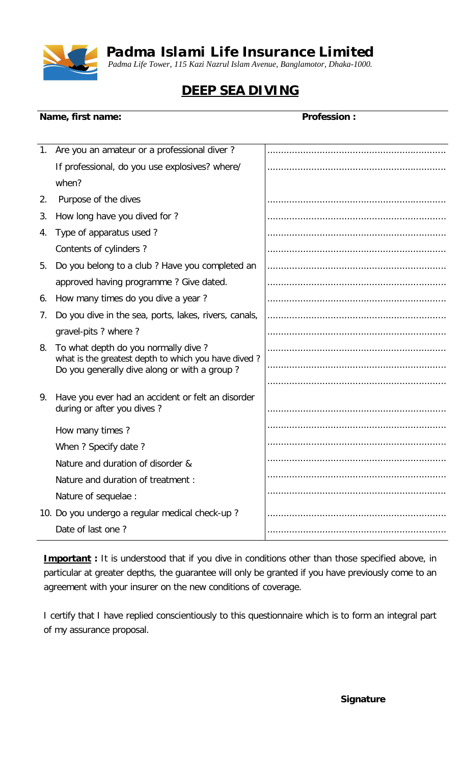# Padma Islami Life Insurance Limited

*Padma Life Tower, 115 Kazi Nazrul Islam Avenue, Banglamotor, Dhaka-1000.*

## DEEP SEA DIVING

**Name, first name:** **Profession :**

| | | |
|---|---|---|
| 1. | Are you an amateur or a professional diver ? | ................................................................ |
| | If professional, do you use explosives? where/ when? | ................................................................ |
| 2. | Purpose of the dives | ................................................................ |
| 3. | How long have you dived for ? | ................................................................ |
| 4. | Type of apparatus used ? | ................................................................ |
| | Contents of cylinders ? | ................................................................ |
| 5. | Do you belong to a club ? Have you completed an approved having programme ? Give dated. | ................................................................ |
| 6. | How many times do you dive a year ? | ................................................................ |
| 7. | Do you dive in the sea, ports, lakes, rivers, canals, gravel-pits ? where ? | ................................................................ |
| 8. | To what depth do you normally dive ? what is the greatest depth to which you have dived ? Do you generally dive along or with a group ? | ................................................................ |
| 9. | Have you ever had an accident or felt an disorder during or after you dives ? | ................................................................ |
| | How many times ? | ................................................................ |
| | When ? Specify date ? | ................................................................ |
| | Nature and duration of disorder & | ................................................................ |
| | Nature and duration of treatment : | ................................................................ |
| | Nature of sequelae : | ................................................................ |
| 10. | Do you undergo a regular medical check-up ? | ................................................................ |
| | Date of last one ? | ................................................................ |

**Important :** It is understood that if you dive in conditions other than those specified above, in particular at greater depths, the guarantee will only be granted if you have previously come to an agreement with your insurer on the new conditions of coverage.

I certify that I have replied conscientiously to this questionnaire which is to form an integral part of my assurance proposal.

**Signature**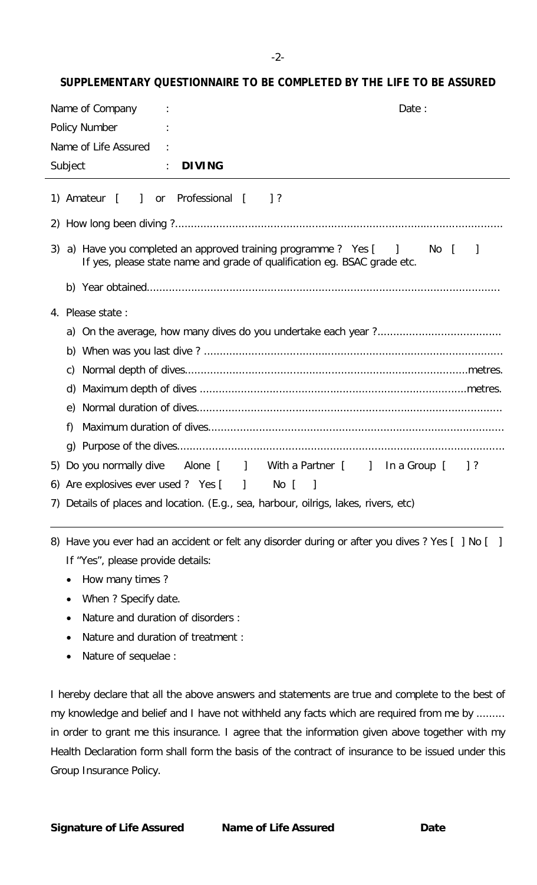**SUPPLEMENTARY QUESTIONNAIRE TO BE COMPLETED BY THE LIFE TO BE ASSURED**

Name of Company : Date :

Policy Number :

Name of Life Assured :

Subject : **DIVING**

---

1) Amateur [ ] or Professional [ ] ?

2) How long been diving ?....................................................................................................

3) a) Have you completed an approved training programme ? Yes [ ] No [ ]
   If yes, please state name and grade of qualification eg. BSAC grade etc.

   b) Year obtained..............................................................................................................

4. Please state :

   a) On the average, how many dives do you undertake each year ?......................................

   b) When was you last dive ? .............................................................................................

   c) Normal depth of dives........................................................................................metres.

   d) Maximum depth of dives ...................................................................................metres.

   e) Normal duration of dives...............................................................................................

   f) Maximum duration of dives............................................................................................

   g) Purpose of the dives......................................................................................................

5) Do you normally dive Alone [ ] With a Partner [ ] In a Group [ ] ?

6) Are explosives ever used ? Yes [ ] No [ ]

7) Details of places and location. (E.g., sea, harbour, oilrigs, lakes, rivers, etc)

---

8) Have you ever had an accident or felt any disorder during or after you dives ? Yes [ ] No [ ]
   If "Yes", please provide details:
   - How many times ?
   - When ? Specify date.
   - Nature and duration of disorders :
   - Nature and duration of treatment :
   - Nature of sequelae :

I hereby declare that all the above answers and statements are true and complete to the best of my knowledge and belief and I have not withheld any facts which are required from me by ......... in order to grant me this insurance. I agree that the information given above together with my Health Declaration form shall form the basis of the contract of insurance to be issued under this Group Insurance Policy.

**Signature of Life Assured** **Name of Life Assured** **Date**